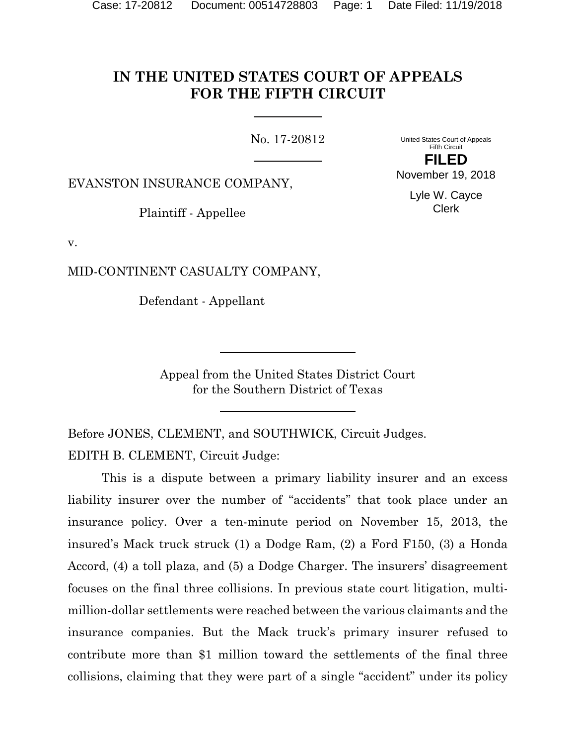# IN THE UNITED STATES COURT OF APPEALS FOR THE FIFTH CIRCUIT

No. 17-20812

United States Court of Appeals
Fifth Circuit

**FILED**

November 19, 2018

Lyle W. Cayce
Clerk

EVANSTON INSURANCE COMPANY,

Plaintiff - Appellee

v.

MID-CONTINENT CASUALTY COMPANY,

Defendant - Appellant

Appeal from the United States District Court
for the Southern District of Texas

Before JONES, CLEMENT, and SOUTHWICK, Circuit Judges.

EDITH B. CLEMENT, Circuit Judge:

This is a dispute between a primary liability insurer and an excess liability insurer over the number of "accidents" that took place under an insurance policy. Over a ten-minute period on November 15, 2013, the insured's Mack truck struck (1) a Dodge Ram, (2) a Ford F150, (3) a Honda Accord, (4) a toll plaza, and (5) a Dodge Charger. The insurers' disagreement focuses on the final three collisions. In previous state court litigation, multi-million-dollar settlements were reached between the various claimants and the insurance companies. But the Mack truck's primary insurer refused to contribute more than $1 million toward the settlements of the final three collisions, claiming that they were part of a single "accident" under its policy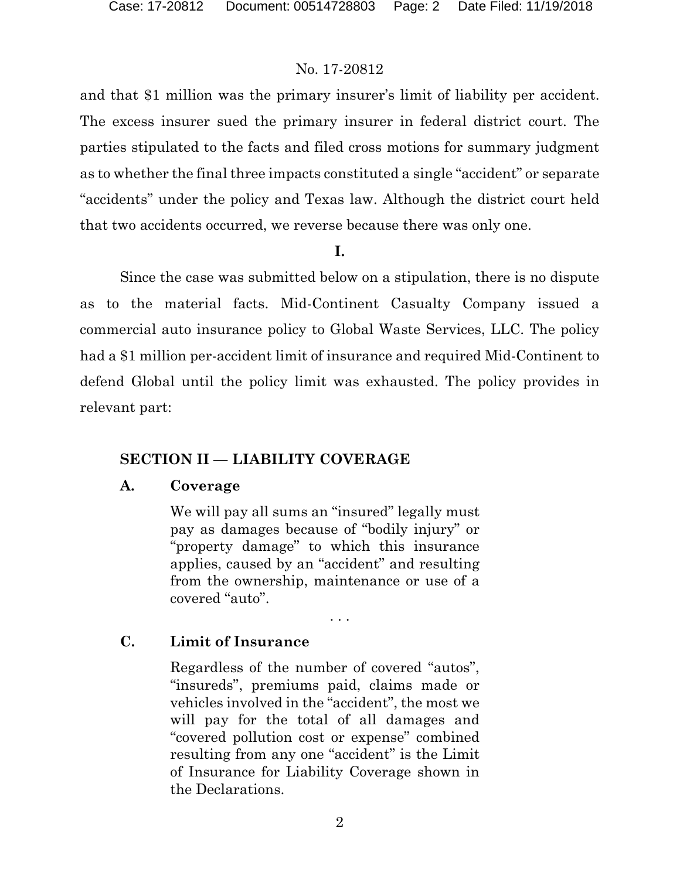and that $1 million was the primary insurer's limit of liability per accident. The excess insurer sued the primary insurer in federal district court. The parties stipulated to the facts and filed cross motions for summary judgment as to whether the final three impacts constituted a single "accident" or separate "accidents" under the policy and Texas law. Although the district court held that two accidents occurred, we reverse because there was only one.

**I.**

Since the case was submitted below on a stipulation, there is no dispute as to the material facts. Mid-Continent Casualty Company issued a commercial auto insurance policy to Global Waste Services, LLC. The policy had a $1 million per-accident limit of insurance and required Mid-Continent to defend Global until the policy limit was exhausted. The policy provides in relevant part:

> **SECTION II — LIABILITY COVERAGE**
>
> **A. Coverage**
>
> We will pay all sums an "insured" legally must pay as damages because of "bodily injury" or "property damage" to which this insurance applies, caused by an "accident" and resulting from the ownership, maintenance or use of a covered "auto".
>
> . . .
>
> **C. Limit of Insurance**
>
> Regardless of the number of covered "autos", "insureds", premiums paid, claims made or vehicles involved in the "accident", the most we will pay for the total of all damages and "covered pollution cost or expense" combined resulting from any one "accident" is the Limit of Insurance for Liability Coverage shown in the Declarations.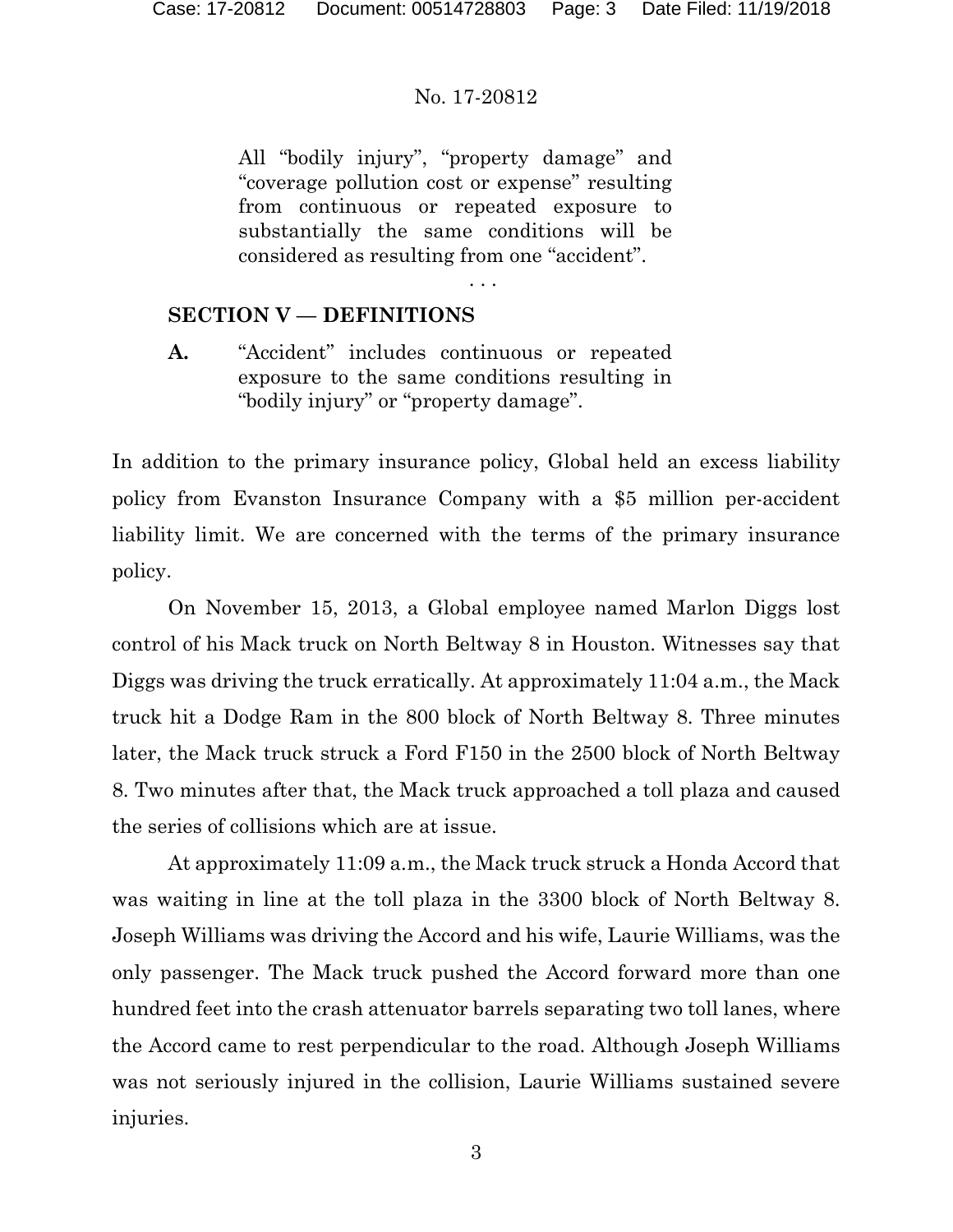> All "bodily injury", "property damage" and "coverage pollution cost or expense" resulting from continuous or repeated exposure to substantially the same conditions will be considered as resulting from one "accident".
>
> . . .

**SECTION V — DEFINITIONS**

> **A.** "Accident" includes continuous or repeated exposure to the same conditions resulting in "bodily injury" or "property damage".

In addition to the primary insurance policy, Global held an excess liability policy from Evanston Insurance Company with a $5 million per-accident liability limit. We are concerned with the terms of the primary insurance policy.

On November 15, 2013, a Global employee named Marlon Diggs lost control of his Mack truck on North Beltway 8 in Houston. Witnesses say that Diggs was driving the truck erratically. At approximately 11:04 a.m., the Mack truck hit a Dodge Ram in the 800 block of North Beltway 8. Three minutes later, the Mack truck struck a Ford F150 in the 2500 block of North Beltway 8. Two minutes after that, the Mack truck approached a toll plaza and caused the series of collisions which are at issue.

At approximately 11:09 a.m., the Mack truck struck a Honda Accord that was waiting in line at the toll plaza in the 3300 block of North Beltway 8. Joseph Williams was driving the Accord and his wife, Laurie Williams, was the only passenger. The Mack truck pushed the Accord forward more than one hundred feet into the crash attenuator barrels separating two toll lanes, where the Accord came to rest perpendicular to the road. Although Joseph Williams was not seriously injured in the collision, Laurie Williams sustained severe injuries.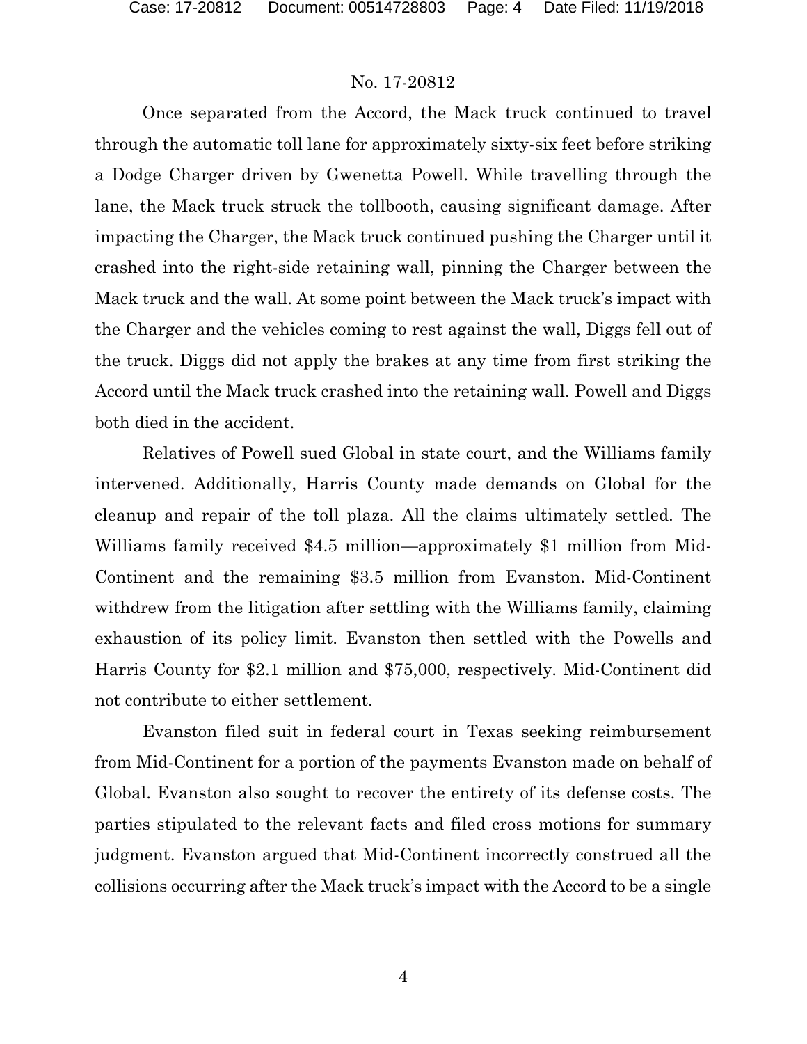Once separated from the Accord, the Mack truck continued to travel through the automatic toll lane for approximately sixty-six feet before striking a Dodge Charger driven by Gwenetta Powell. While travelling through the lane, the Mack truck struck the tollbooth, causing significant damage. After impacting the Charger, the Mack truck continued pushing the Charger until it crashed into the right-side retaining wall, pinning the Charger between the Mack truck and the wall. At some point between the Mack truck's impact with the Charger and the vehicles coming to rest against the wall, Diggs fell out of the truck. Diggs did not apply the brakes at any time from first striking the Accord until the Mack truck crashed into the retaining wall. Powell and Diggs both died in the accident.

Relatives of Powell sued Global in state court, and the Williams family intervened. Additionally, Harris County made demands on Global for the cleanup and repair of the toll plaza. All the claims ultimately settled. The Williams family received $4.5 million—approximately $1 million from Mid-Continent and the remaining $3.5 million from Evanston. Mid-Continent withdrew from the litigation after settling with the Williams family, claiming exhaustion of its policy limit. Evanston then settled with the Powells and Harris County for $2.1 million and $75,000, respectively. Mid-Continent did not contribute to either settlement.

Evanston filed suit in federal court in Texas seeking reimbursement from Mid-Continent for a portion of the payments Evanston made on behalf of Global. Evanston also sought to recover the entirety of its defense costs. The parties stipulated to the relevant facts and filed cross motions for summary judgment. Evanston argued that Mid-Continent incorrectly construed all the collisions occurring after the Mack truck's impact with the Accord to be a single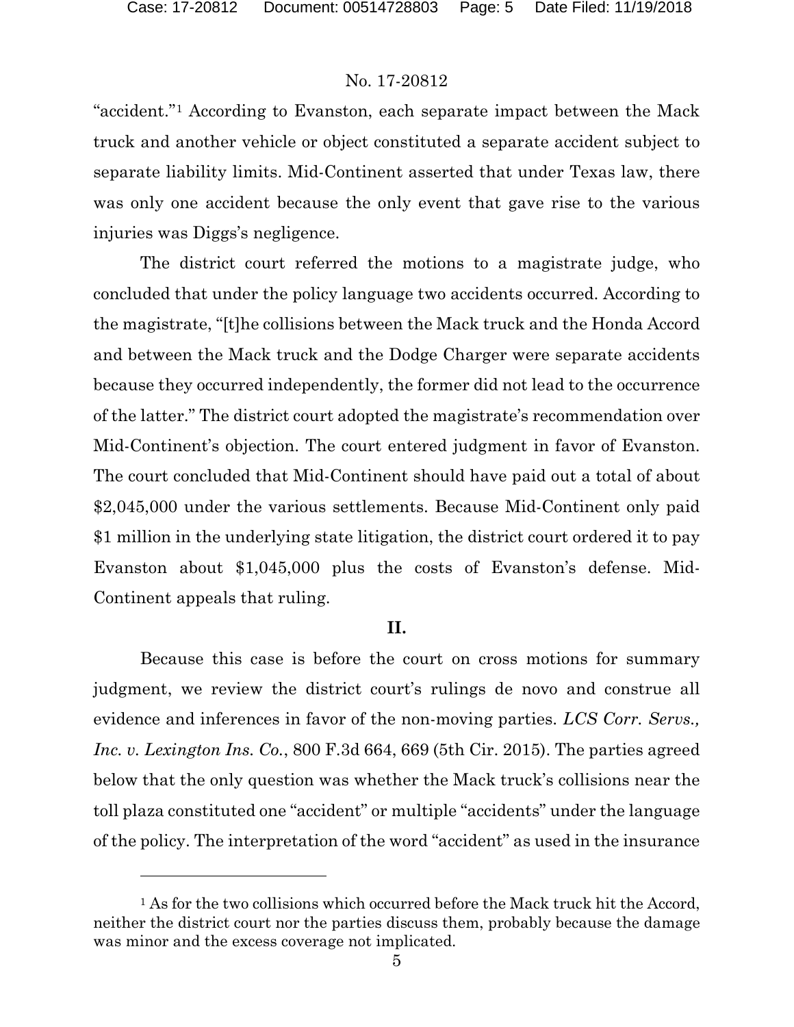"accident."[1] According to Evanston, each separate impact between the Mack truck and another vehicle or object constituted a separate accident subject to separate liability limits. Mid-Continent asserted that under Texas law, there was only one accident because the only event that gave rise to the various injuries was Diggs's negligence.

The district court referred the motions to a magistrate judge, who concluded that under the policy language two accidents occurred. According to the magistrate, "[t]he collisions between the Mack truck and the Honda Accord and between the Mack truck and the Dodge Charger were separate accidents because they occurred independently, the former did not lead to the occurrence of the latter." The district court adopted the magistrate's recommendation over Mid-Continent's objection. The court entered judgment in favor of Evanston. The court concluded that Mid-Continent should have paid out a total of about $2,045,000 under the various settlements. Because Mid-Continent only paid $1 million in the underlying state litigation, the district court ordered it to pay Evanston about $1,045,000 plus the costs of Evanston's defense. Mid-Continent appeals that ruling.

## II.

Because this case is before the court on cross motions for summary judgment, we review the district court's rulings de novo and construe all evidence and inferences in favor of the non-moving parties. *LCS Corr. Servs., Inc. v. Lexington Ins. Co.*, 800 F.3d 664, 669 (5th Cir. 2015). The parties agreed below that the only question was whether the Mack truck's collisions near the toll plaza constituted one "accident" or multiple "accidents" under the language of the policy. The interpretation of the word "accident" as used in the insurance

---

[1] As for the two collisions which occurred before the Mack truck hit the Accord, neither the district court nor the parties discuss them, probably because the damage was minor and the excess coverage not implicated.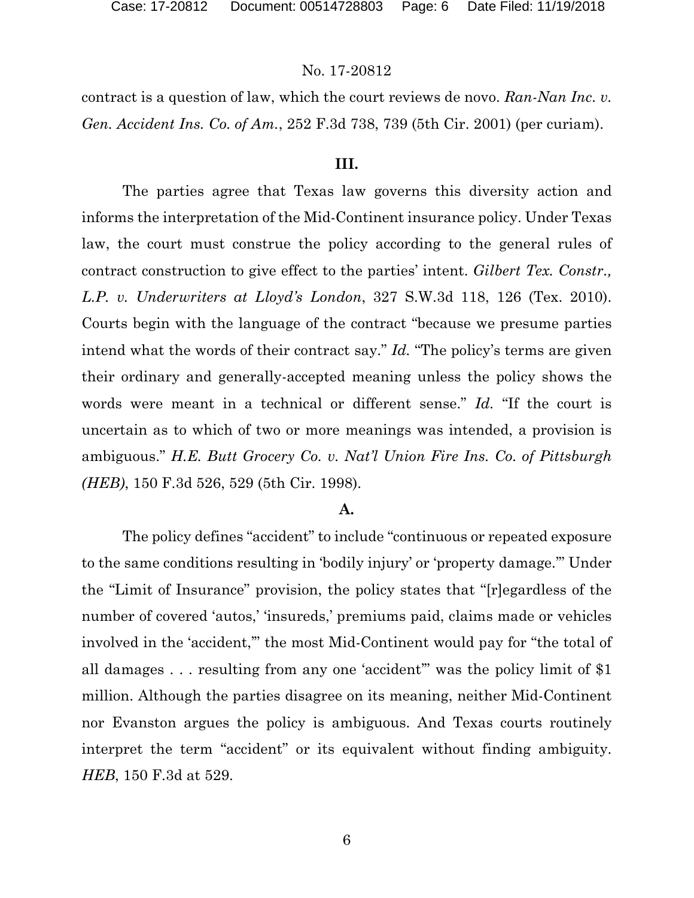contract is a question of law, which the court reviews de novo. *Ran-Nan Inc. v. Gen. Accident Ins. Co. of Am.*, 252 F.3d 738, 739 (5th Cir. 2001) (per curiam).

## III.

The parties agree that Texas law governs this diversity action and informs the interpretation of the Mid-Continent insurance policy. Under Texas law, the court must construe the policy according to the general rules of contract construction to give effect to the parties' intent. *Gilbert Tex. Constr., L.P. v. Underwriters at Lloyd's London*, 327 S.W.3d 118, 126 (Tex. 2010). Courts begin with the language of the contract "because we presume parties intend what the words of their contract say." *Id.* "The policy's terms are given their ordinary and generally-accepted meaning unless the policy shows the words were meant in a technical or different sense." *Id.* "If the court is uncertain as to which of two or more meanings was intended, a provision is ambiguous." *H.E. Butt Grocery Co. v. Nat'l Union Fire Ins. Co. of Pittsburgh (HEB)*, 150 F.3d 526, 529 (5th Cir. 1998).

### A.

The policy defines "accident" to include "continuous or repeated exposure to the same conditions resulting in 'bodily injury' or 'property damage.'" Under the "Limit of Insurance" provision, the policy states that "[r]egardless of the number of covered 'autos,' 'insureds,' premiums paid, claims made or vehicles involved in the 'accident,'" the most Mid-Continent would pay for "the total of all damages . . . resulting from any one 'accident'" was the policy limit of $1 million. Although the parties disagree on its meaning, neither Mid-Continent nor Evanston argues the policy is ambiguous. And Texas courts routinely interpret the term "accident" or its equivalent without finding ambiguity. *HEB*, 150 F.3d at 529.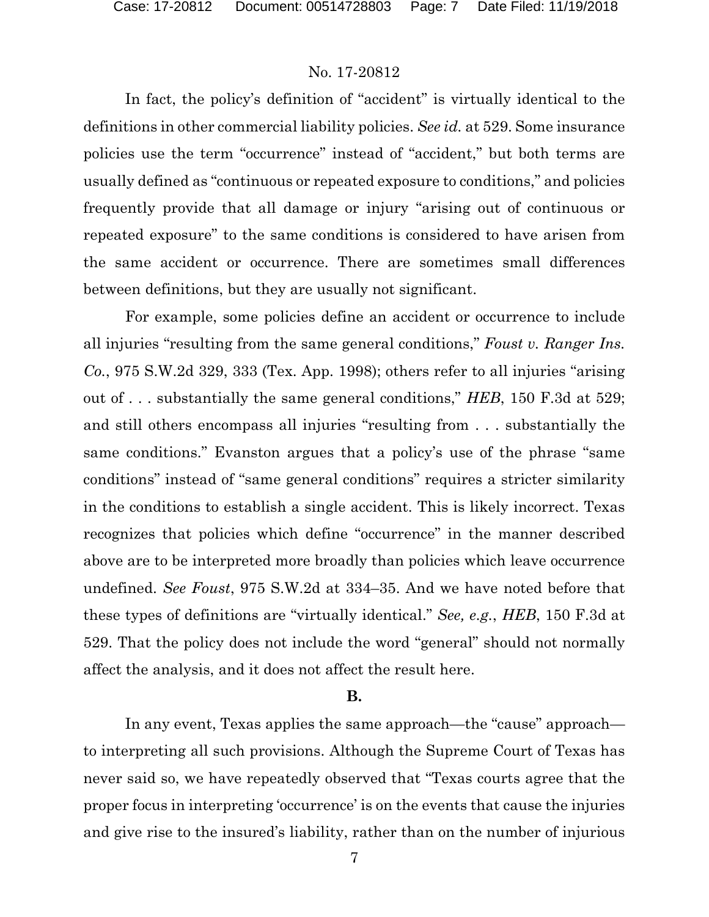In fact, the policy's definition of "accident" is virtually identical to the definitions in other commercial liability policies. *See id.* at 529. Some insurance policies use the term "occurrence" instead of "accident," but both terms are usually defined as "continuous or repeated exposure to conditions," and policies frequently provide that all damage or injury "arising out of continuous or repeated exposure" to the same conditions is considered to have arisen from the same accident or occurrence. There are sometimes small differences between definitions, but they are usually not significant.

For example, some policies define an accident or occurrence to include all injuries "resulting from the same general conditions," *Foust v. Ranger Ins. Co.*, 975 S.W.2d 329, 333 (Tex. App. 1998); others refer to all injuries "arising out of . . . substantially the same general conditions," *HEB*, 150 F.3d at 529; and still others encompass all injuries "resulting from . . . substantially the same conditions." Evanston argues that a policy's use of the phrase "same conditions" instead of "same general conditions" requires a stricter similarity in the conditions to establish a single accident. This is likely incorrect. Texas recognizes that policies which define "occurrence" in the manner described above are to be interpreted more broadly than policies which leave occurrence undefined. *See Foust*, 975 S.W.2d at 334–35. And we have noted before that these types of definitions are "virtually identical." *See, e.g.*, *HEB*, 150 F.3d at 529. That the policy does not include the word "general" should not normally affect the analysis, and it does not affect the result here.

**B.**

In any event, Texas applies the same approach—the "cause" approach—to interpreting all such provisions. Although the Supreme Court of Texas has never said so, we have repeatedly observed that "Texas courts agree that the proper focus in interpreting 'occurrence' is on the events that cause the injuries and give rise to the insured's liability, rather than on the number of injurious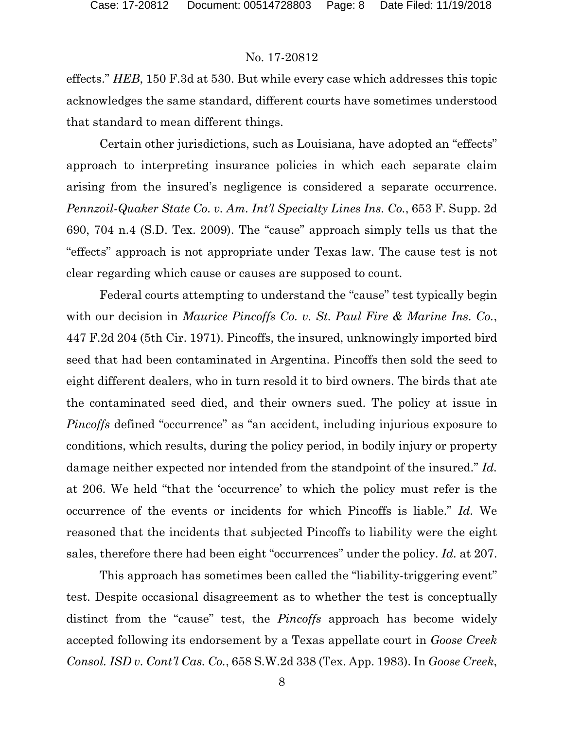effects." *HEB*, 150 F.3d at 530. But while every case which addresses this topic acknowledges the same standard, different courts have sometimes understood that standard to mean different things.

Certain other jurisdictions, such as Louisiana, have adopted an "effects" approach to interpreting insurance policies in which each separate claim arising from the insured's negligence is considered a separate occurrence. *Pennzoil-Quaker State Co. v. Am. Int'l Specialty Lines Ins. Co.*, 653 F. Supp. 2d 690, 704 n.4 (S.D. Tex. 2009). The "cause" approach simply tells us that the "effects" approach is not appropriate under Texas law. The cause test is not clear regarding which cause or causes are supposed to count.

Federal courts attempting to understand the "cause" test typically begin with our decision in *Maurice Pincoffs Co. v. St. Paul Fire & Marine Ins. Co.*, 447 F.2d 204 (5th Cir. 1971). Pincoffs, the insured, unknowingly imported bird seed that had been contaminated in Argentina. Pincoffs then sold the seed to eight different dealers, who in turn resold it to bird owners. The birds that ate the contaminated seed died, and their owners sued. The policy at issue in *Pincoffs* defined "occurrence" as "an accident, including injurious exposure to conditions, which results, during the policy period, in bodily injury or property damage neither expected nor intended from the standpoint of the insured." *Id.* at 206. We held "that the 'occurrence' to which the policy must refer is the occurrence of the events or incidents for which Pincoffs is liable." *Id.* We reasoned that the incidents that subjected Pincoffs to liability were the eight sales, therefore there had been eight "occurrences" under the policy. *Id.* at 207.

This approach has sometimes been called the "liability-triggering event" test. Despite occasional disagreement as to whether the test is conceptually distinct from the "cause" test, the *Pincoffs* approach has become widely accepted following its endorsement by a Texas appellate court in *Goose Creek Consol. ISD v. Cont'l Cas. Co.*, 658 S.W.2d 338 (Tex. App. 1983). In *Goose Creek*,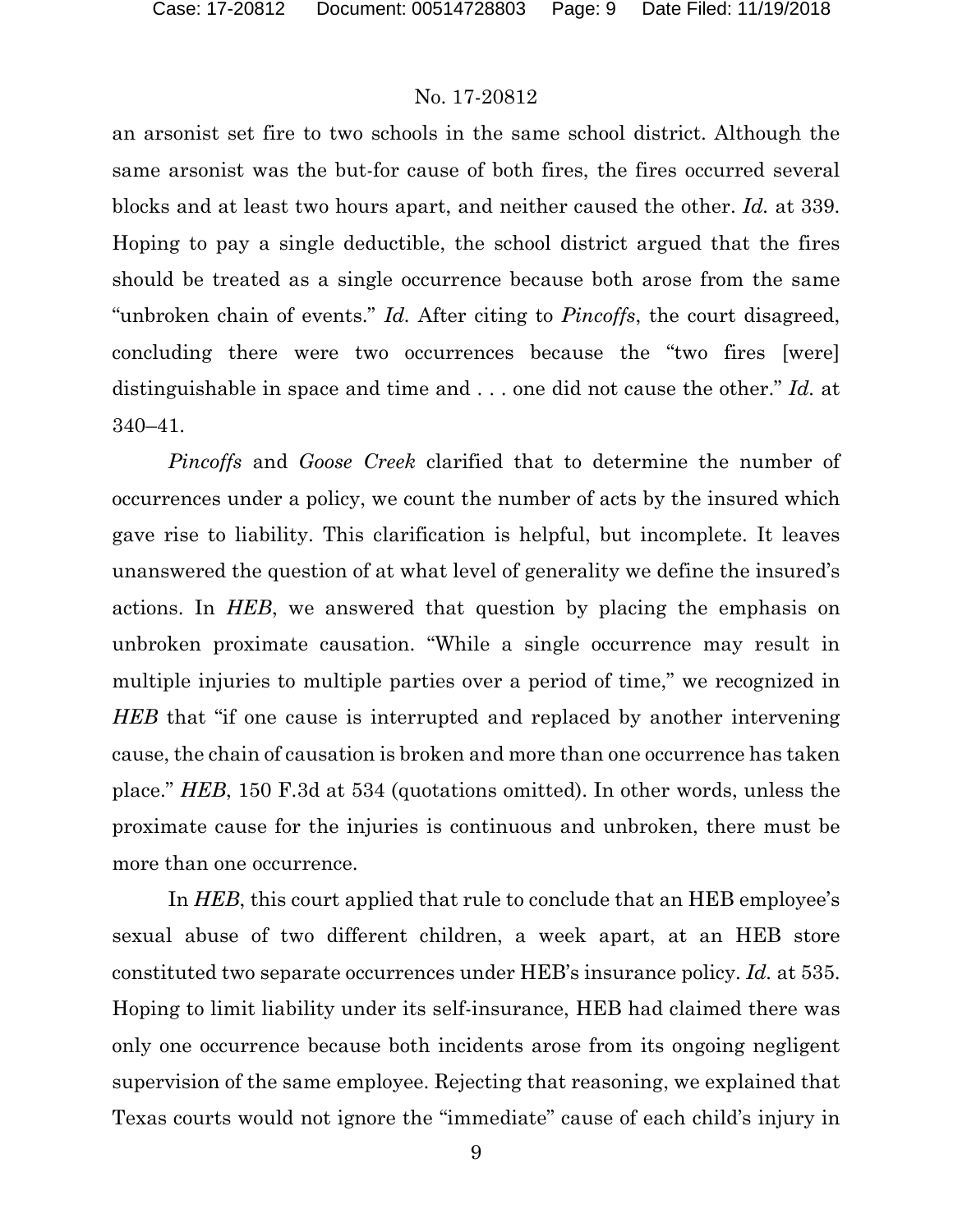an arsonist set fire to two schools in the same school district. Although the same arsonist was the but-for cause of both fires, the fires occurred several blocks and at least two hours apart, and neither caused the other. *Id.* at 339. Hoping to pay a single deductible, the school district argued that the fires should be treated as a single occurrence because both arose from the same "unbroken chain of events." *Id.* After citing to *Pincoffs*, the court disagreed, concluding there were two occurrences because the "two fires [were] distinguishable in space and time and . . . one did not cause the other." *Id.* at 340–41.

*Pincoffs* and *Goose Creek* clarified that to determine the number of occurrences under a policy, we count the number of acts by the insured which gave rise to liability. This clarification is helpful, but incomplete. It leaves unanswered the question of at what level of generality we define the insured's actions. In *HEB*, we answered that question by placing the emphasis on unbroken proximate causation. "While a single occurrence may result in multiple injuries to multiple parties over a period of time," we recognized in *HEB* that "if one cause is interrupted and replaced by another intervening cause, the chain of causation is broken and more than one occurrence has taken place." *HEB*, 150 F.3d at 534 (quotations omitted). In other words, unless the proximate cause for the injuries is continuous and unbroken, there must be more than one occurrence.

In *HEB*, this court applied that rule to conclude that an HEB employee's sexual abuse of two different children, a week apart, at an HEB store constituted two separate occurrences under HEB's insurance policy. *Id.* at 535. Hoping to limit liability under its self-insurance, HEB had claimed there was only one occurrence because both incidents arose from its ongoing negligent supervision of the same employee. Rejecting that reasoning, we explained that Texas courts would not ignore the "immediate" cause of each child's injury in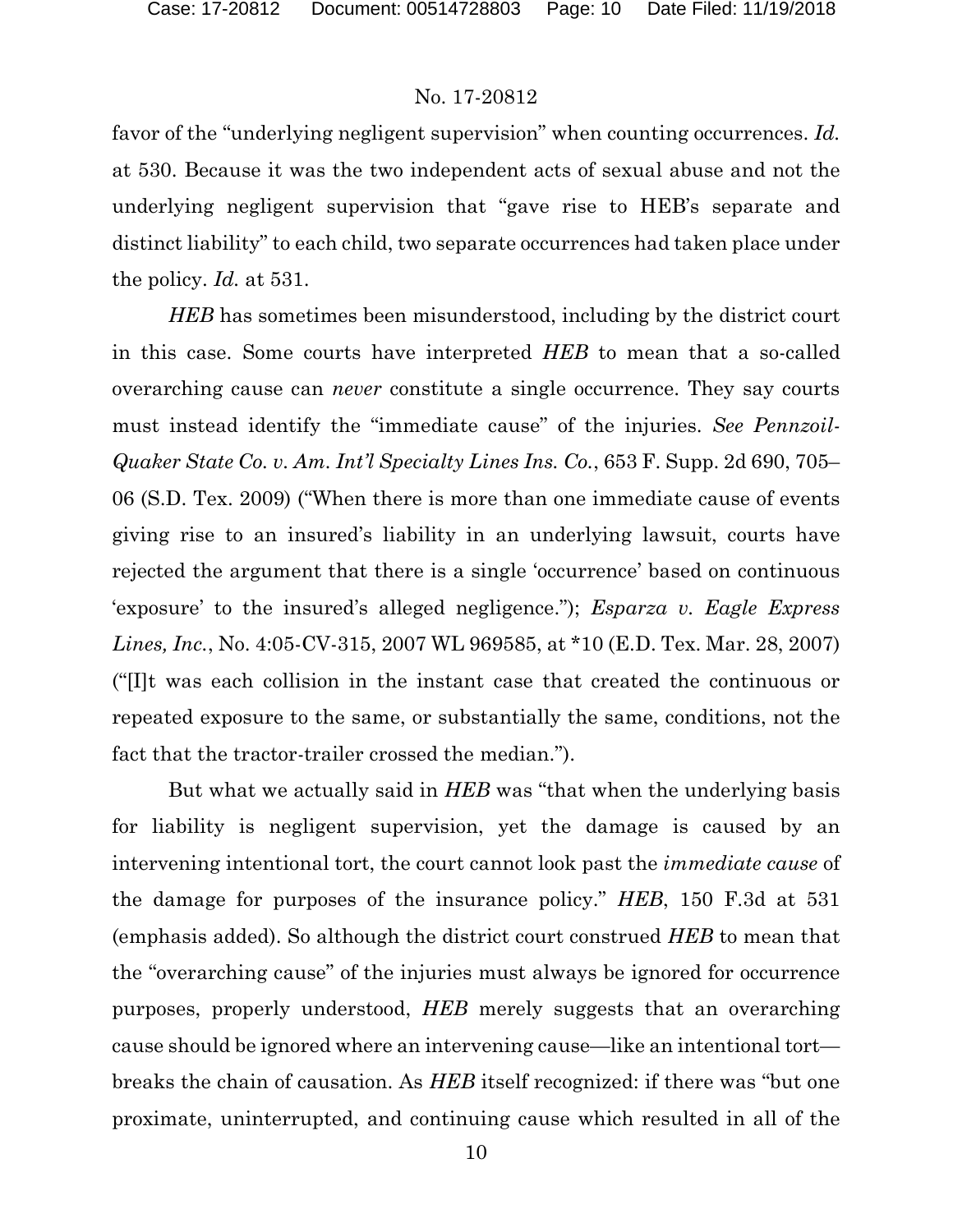favor of the "underlying negligent supervision" when counting occurrences. *Id.* at 530. Because it was the two independent acts of sexual abuse and not the underlying negligent supervision that "gave rise to HEB's separate and distinct liability" to each child, two separate occurrences had taken place under the policy. *Id.* at 531.

*HEB* has sometimes been misunderstood, including by the district court in this case. Some courts have interpreted *HEB* to mean that a so-called overarching cause can *never* constitute a single occurrence. They say courts must instead identify the "immediate cause" of the injuries. *See Pennzoil-Quaker State Co. v. Am. Int'l Specialty Lines Ins. Co.*, 653 F. Supp. 2d 690, 705–06 (S.D. Tex. 2009) ("When there is more than one immediate cause of events giving rise to an insured's liability in an underlying lawsuit, courts have rejected the argument that there is a single 'occurrence' based on continuous 'exposure' to the insured's alleged negligence."); *Esparza v. Eagle Express Lines, Inc.*, No. 4:05-CV-315, 2007 WL 969585, at *10 (E.D. Tex. Mar. 28, 2007) ("[I]t was each collision in the instant case that created the continuous or repeated exposure to the same, or substantially the same, conditions, not the fact that the tractor-trailer crossed the median.").

But what we actually said in *HEB* was "that when the underlying basis for liability is negligent supervision, yet the damage is caused by an intervening intentional tort, the court cannot look past the *immediate cause* of the damage for purposes of the insurance policy." *HEB*, 150 F.3d at 531 (emphasis added). So although the district court construed *HEB* to mean that the "overarching cause" of the injuries must always be ignored for occurrence purposes, properly understood, *HEB* merely suggests that an overarching cause should be ignored where an intervening cause—like an intentional tort—breaks the chain of causation. As *HEB* itself recognized: if there was "but one proximate, uninterrupted, and continuing cause which resulted in all of the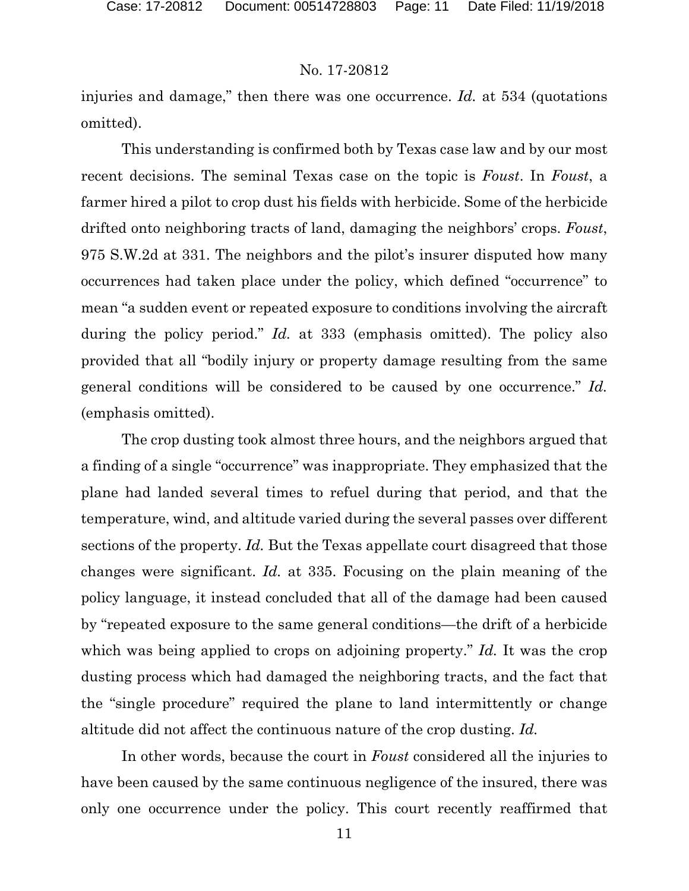injuries and damage," then there was one occurrence. *Id.* at 534 (quotations omitted).

This understanding is confirmed both by Texas case law and by our most recent decisions. The seminal Texas case on the topic is *Foust*. In *Foust*, a farmer hired a pilot to crop dust his fields with herbicide. Some of the herbicide drifted onto neighboring tracts of land, damaging the neighbors' crops. *Foust*, 975 S.W.2d at 331. The neighbors and the pilot's insurer disputed how many occurrences had taken place under the policy, which defined "occurrence" to mean "a sudden event or repeated exposure to conditions involving the aircraft during the policy period." *Id.* at 333 (emphasis omitted). The policy also provided that all "bodily injury or property damage resulting from the same general conditions will be considered to be caused by one occurrence." *Id.* (emphasis omitted).

The crop dusting took almost three hours, and the neighbors argued that a finding of a single "occurrence" was inappropriate. They emphasized that the plane had landed several times to refuel during that period, and that the temperature, wind, and altitude varied during the several passes over different sections of the property. *Id.* But the Texas appellate court disagreed that those changes were significant. *Id.* at 335. Focusing on the plain meaning of the policy language, it instead concluded that all of the damage had been caused by "repeated exposure to the same general conditions—the drift of a herbicide which was being applied to crops on adjoining property." *Id.* It was the crop dusting process which had damaged the neighboring tracts, and the fact that the "single procedure" required the plane to land intermittently or change altitude did not affect the continuous nature of the crop dusting. *Id.*

In other words, because the court in *Foust* considered all the injuries to have been caused by the same continuous negligence of the insured, there was only one occurrence under the policy. This court recently reaffirmed that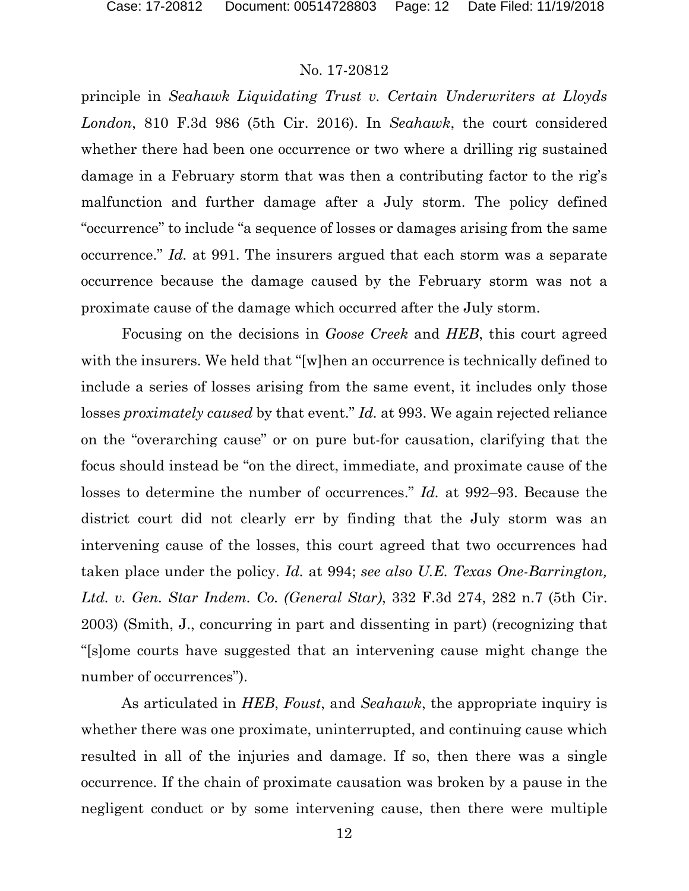principle in *Seahawk Liquidating Trust v. Certain Underwriters at Lloyds London*, 810 F.3d 986 (5th Cir. 2016). In *Seahawk*, the court considered whether there had been one occurrence or two where a drilling rig sustained damage in a February storm that was then a contributing factor to the rig's malfunction and further damage after a July storm. The policy defined "occurrence" to include "a sequence of losses or damages arising from the same occurrence." *Id.* at 991. The insurers argued that each storm was a separate occurrence because the damage caused by the February storm was not a proximate cause of the damage which occurred after the July storm.

Focusing on the decisions in *Goose Creek* and *HEB*, this court agreed with the insurers. We held that "[w]hen an occurrence is technically defined to include a series of losses arising from the same event, it includes only those losses *proximately caused* by that event." *Id.* at 993. We again rejected reliance on the "overarching cause" or on pure but-for causation, clarifying that the focus should instead be "on the direct, immediate, and proximate cause of the losses to determine the number of occurrences." *Id.* at 992–93. Because the district court did not clearly err by finding that the July storm was an intervening cause of the losses, this court agreed that two occurrences had taken place under the policy. *Id.* at 994; *see also U.E. Texas One-Barrington, Ltd. v. Gen. Star Indem. Co. (General Star)*, 332 F.3d 274, 282 n.7 (5th Cir. 2003) (Smith, J., concurring in part and dissenting in part) (recognizing that "[s]ome courts have suggested that an intervening cause might change the number of occurrences").

As articulated in *HEB*, *Foust*, and *Seahawk*, the appropriate inquiry is whether there was one proximate, uninterrupted, and continuing cause which resulted in all of the injuries and damage. If so, then there was a single occurrence. If the chain of proximate causation was broken by a pause in the negligent conduct or by some intervening cause, then there were multiple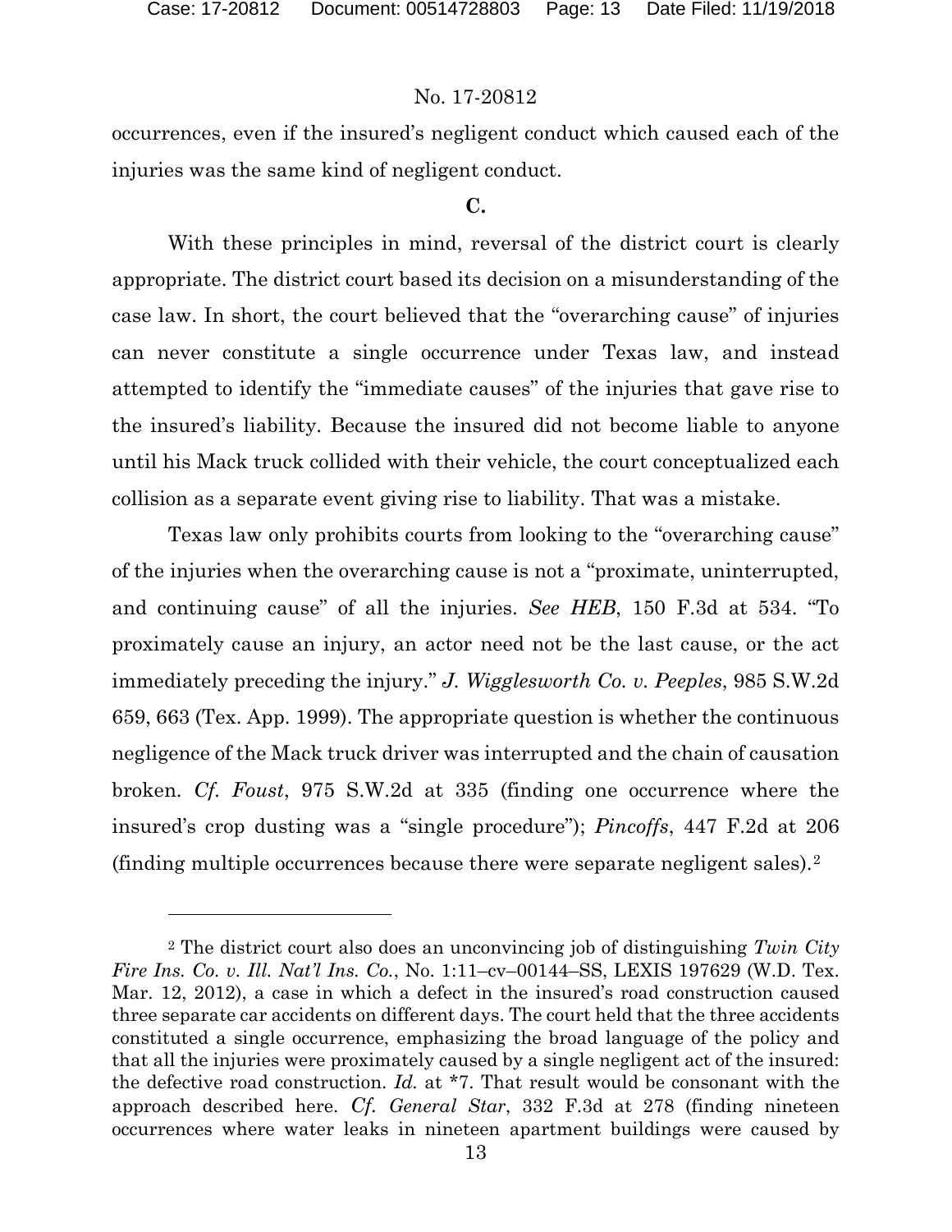occurrences, even if the insured's negligent conduct which caused each of the injuries was the same kind of negligent conduct.

**C.**

With these principles in mind, reversal of the district court is clearly appropriate. The district court based its decision on a misunderstanding of the case law. In short, the court believed that the "overarching cause" of injuries can never constitute a single occurrence under Texas law, and instead attempted to identify the "immediate causes" of the injuries that gave rise to the insured's liability. Because the insured did not become liable to anyone until his Mack truck collided with their vehicle, the court conceptualized each collision as a separate event giving rise to liability. That was a mistake.

Texas law only prohibits courts from looking to the "overarching cause" of the injuries when the overarching cause is not a "proximate, uninterrupted, and continuing cause" of all the injuries. *See HEB*, 150 F.3d at 534. "To proximately cause an injury, an actor need not be the last cause, or the act immediately preceding the injury." *J. Wigglesworth Co. v. Peeples*, 985 S.W.2d 659, 663 (Tex. App. 1999). The appropriate question is whether the continuous negligence of the Mack truck driver was interrupted and the chain of causation broken. *Cf. Foust*, 975 S.W.2d at 335 (finding one occurrence where the insured's crop dusting was a "single procedure"); *Pincoffs*, 447 F.2d at 206 (finding multiple occurrences because there were separate negligent sales).[2]

---

[2] The district court also does an unconvincing job of distinguishing *Twin City Fire Ins. Co. v. Ill. Nat'l Ins. Co.*, No. 1:11–cv–00144–SS, LEXIS 197629 (W.D. Tex. Mar. 12, 2012), a case in which a defect in the insured's road construction caused three separate car accidents on different days. The court held that the three accidents constituted a single occurrence, emphasizing the broad language of the policy and that all the injuries were proximately caused by a single negligent act of the insured: the defective road construction. *Id.* at \*7. That result would be consonant with the approach described here. *Cf. General Star*, 332 F.3d at 278 (finding nineteen occurrences where water leaks in nineteen apartment buildings were caused by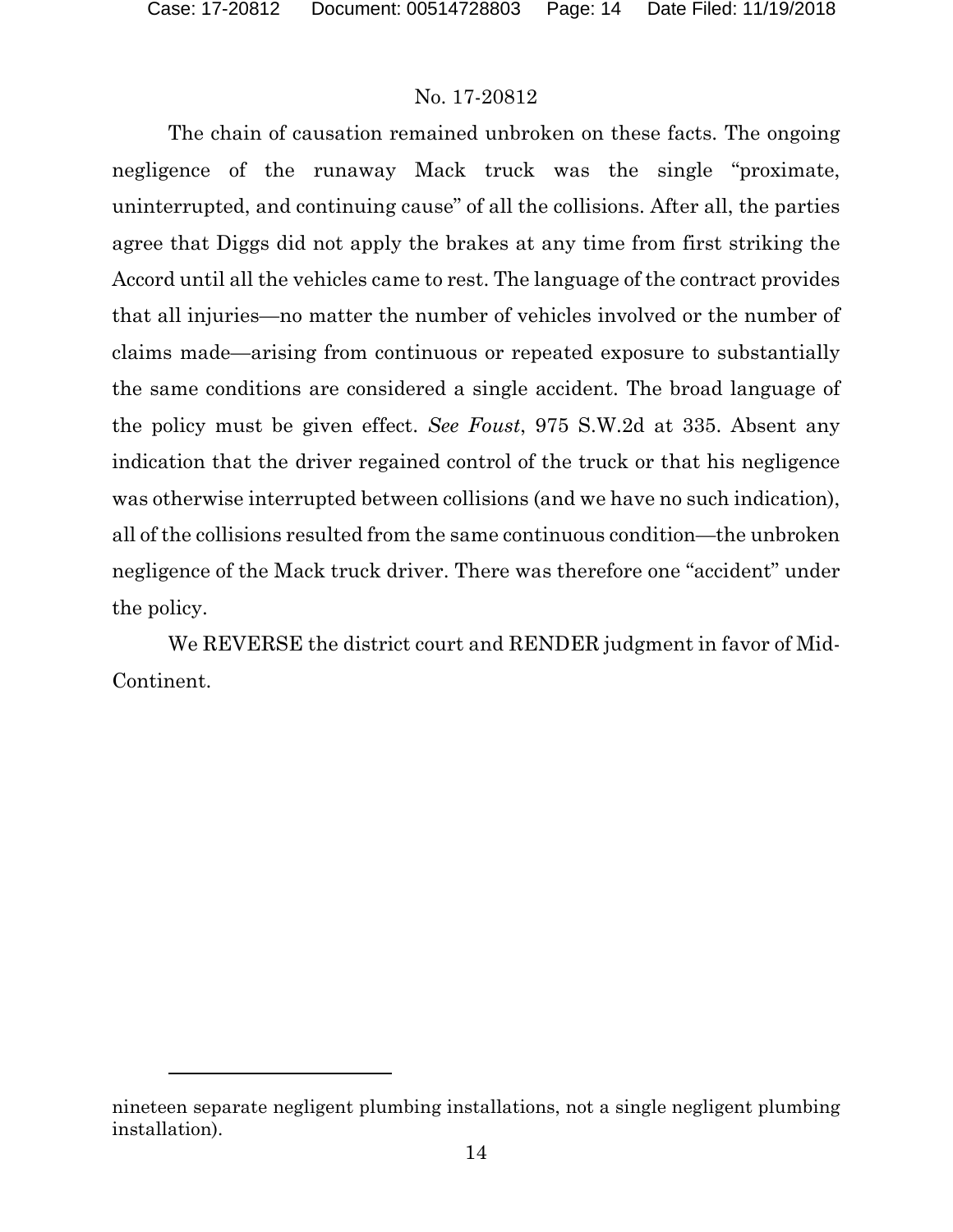The chain of causation remained unbroken on these facts. The ongoing negligence of the runaway Mack truck was the single "proximate, uninterrupted, and continuing cause" of all the collisions. After all, the parties agree that Diggs did not apply the brakes at any time from first striking the Accord until all the vehicles came to rest. The language of the contract provides that all injuries—no matter the number of vehicles involved or the number of claims made—arising from continuous or repeated exposure to substantially the same conditions are considered a single accident. The broad language of the policy must be given effect. *See Foust*, 975 S.W.2d at 335. Absent any indication that the driver regained control of the truck or that his negligence was otherwise interrupted between collisions (and we have no such indication), all of the collisions resulted from the same continuous condition—the unbroken negligence of the Mack truck driver. There was therefore one "accident" under the policy.

We REVERSE the district court and RENDER judgment in favor of Mid-Continent.

---

nineteen separate negligent plumbing installations, not a single negligent plumbing installation).